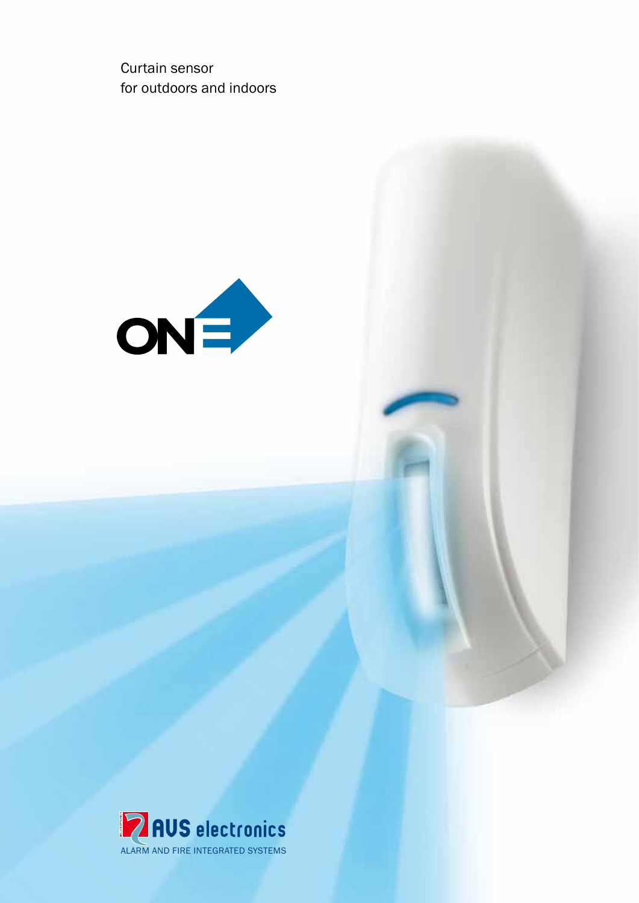Curtain sensor
for outdoors and indoors

ONE

AVS electronics
ALARM AND FIRE INTEGRATED SYSTEMS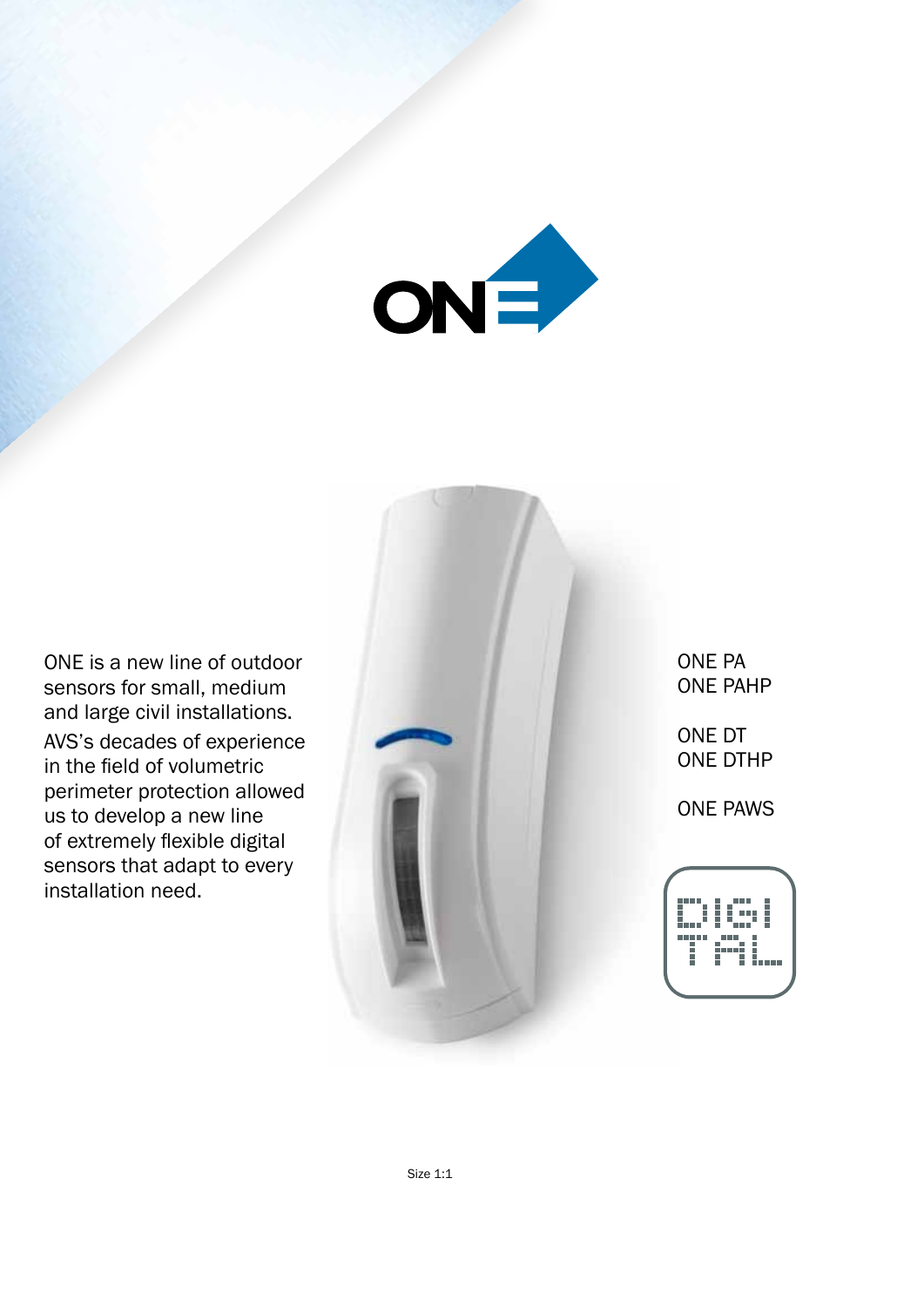# ONE

ONE is a new line of outdoor sensors for small, medium and large civil installations.
AVS's decades of experience in the field of volumetric perimeter protection allowed us to develop a new line of extremely flexible digital sensors that adapt to every installation need.

ONE PA
ONE PAHP

ONE DT
ONE DTHP

ONE PAWS

DIGITAL

Size 1:1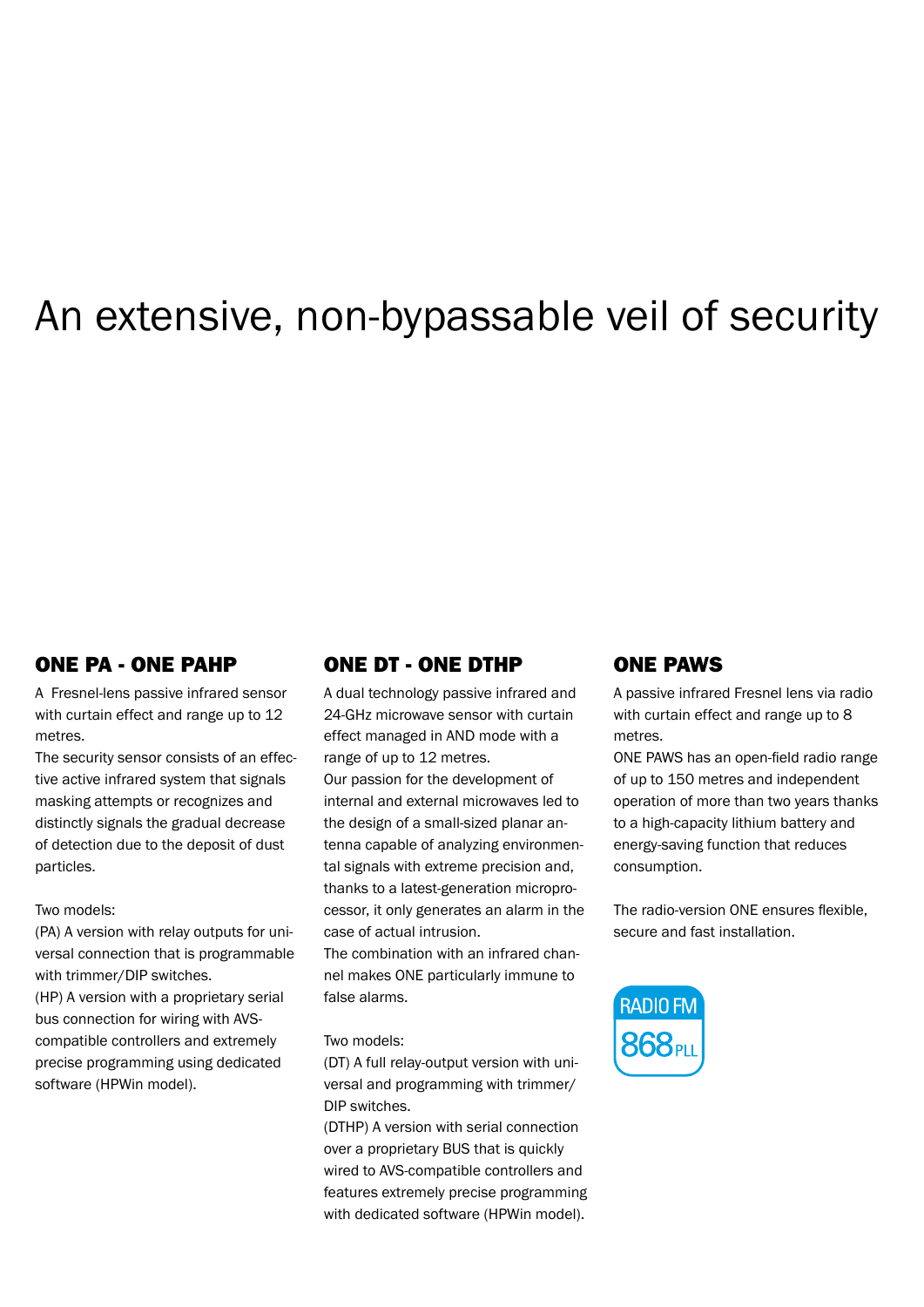# An extensive, non-bypassable veil of security

## ONE PA - ONE PAHP

A Fresnel-lens passive infrared sensor with curtain effect and range up to 12 metres.
The security sensor consists of an effective active infrared system that signals masking attempts or recognizes and distinctly signals the gradual decrease of detection due to the deposit of dust particles.

Two models:
(PA) A version with relay outputs for universal connection that is programmable with trimmer/DIP switches.
(HP) A version with a proprietary serial bus connection for wiring with AVS-compatible controllers and extremely precise programming using dedicated software (HPWin model).

## ONE DT - ONE DTHP

A dual technology passive infrared and 24-GHz microwave sensor with curtain effect managed in AND mode with a range of up to 12 metres.
Our passion for the development of internal and external microwaves led to the design of a small-sized planar antenna capable of analyzing environmental signals with extreme precision and, thanks to a latest-generation microprocessor, it only generates an alarm in the case of actual intrusion.
The combination with an infrared channel makes ONE particularly immune to false alarms.

Two models:
(DT) A full relay-output version with universal and programming with trimmer/ DIP switches.
(DTHP) A version with serial connection over a proprietary BUS that is quickly wired to AVS-compatible controllers and features extremely precise programming with dedicated software (HPWin model).

## ONE PAWS

A passive infrared Fresnel lens via radio with curtain effect and range up to 8 metres.
ONE PAWS has an open-field radio range of up to 150 metres and independent operation of more than two years thanks to a high-capacity lithium battery and energy-saving function that reduces consumption.

The radio-version ONE ensures flexible, secure and fast installation.

RADIO FM 868 PLL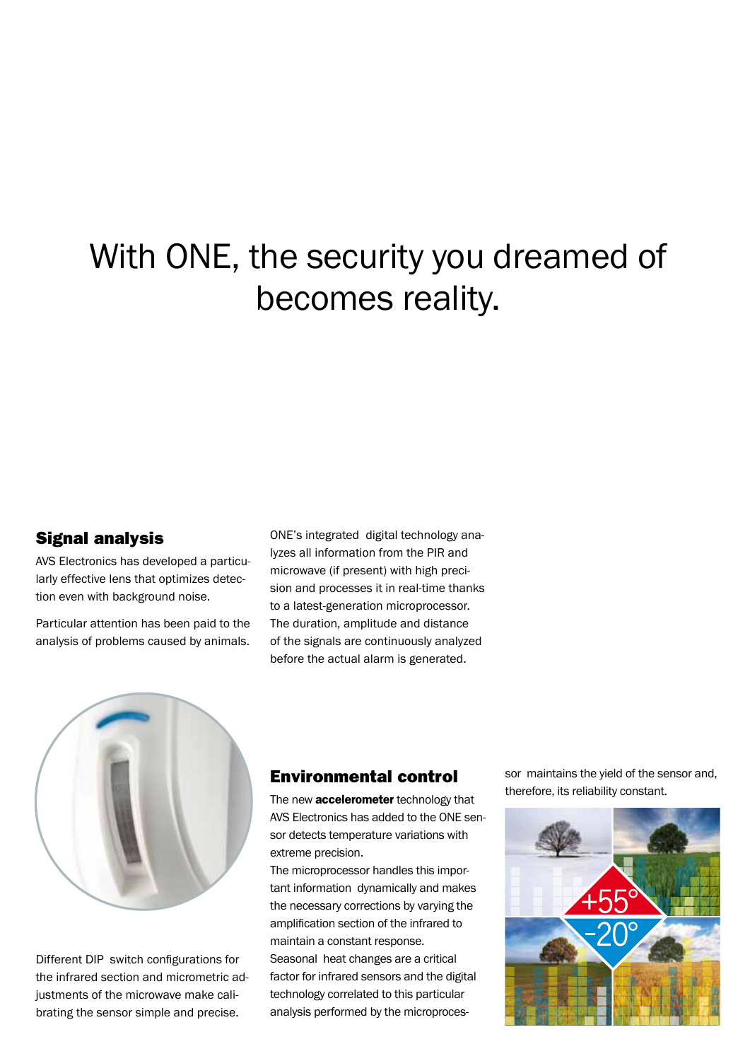# With ONE, the security you dreamed of becomes reality.

## Signal analysis

AVS Electronics has developed a particularly effective lens that optimizes detection even with background noise.

Particular attention has been paid to the analysis of problems caused by animals.

ONE's integrated digital technology analyzes all information from the PIR and microwave (if present) with high precision and processes it in real-time thanks to a latest-generation microprocessor. The duration, amplitude and distance of the signals are continuously analyzed before the actual alarm is generated.

Different DIP switch configurations for the infrared section and micrometric adjustments of the microwave make calibrating the sensor simple and precise.

## Environmental control

The new **accelerometer** technology that AVS Electronics has added to the ONE sensor detects temperature variations with extreme precision.

The microprocessor handles this important information dynamically and makes the necessary corrections by varying the amplification section of the infrared to maintain a constant response.

Seasonal heat changes are a critical factor for infrared sensors and the digital technology correlated to this particular analysis performed by the microprocessor maintains the yield of the sensor and, therefore, its reliability constant.

+55°
-20°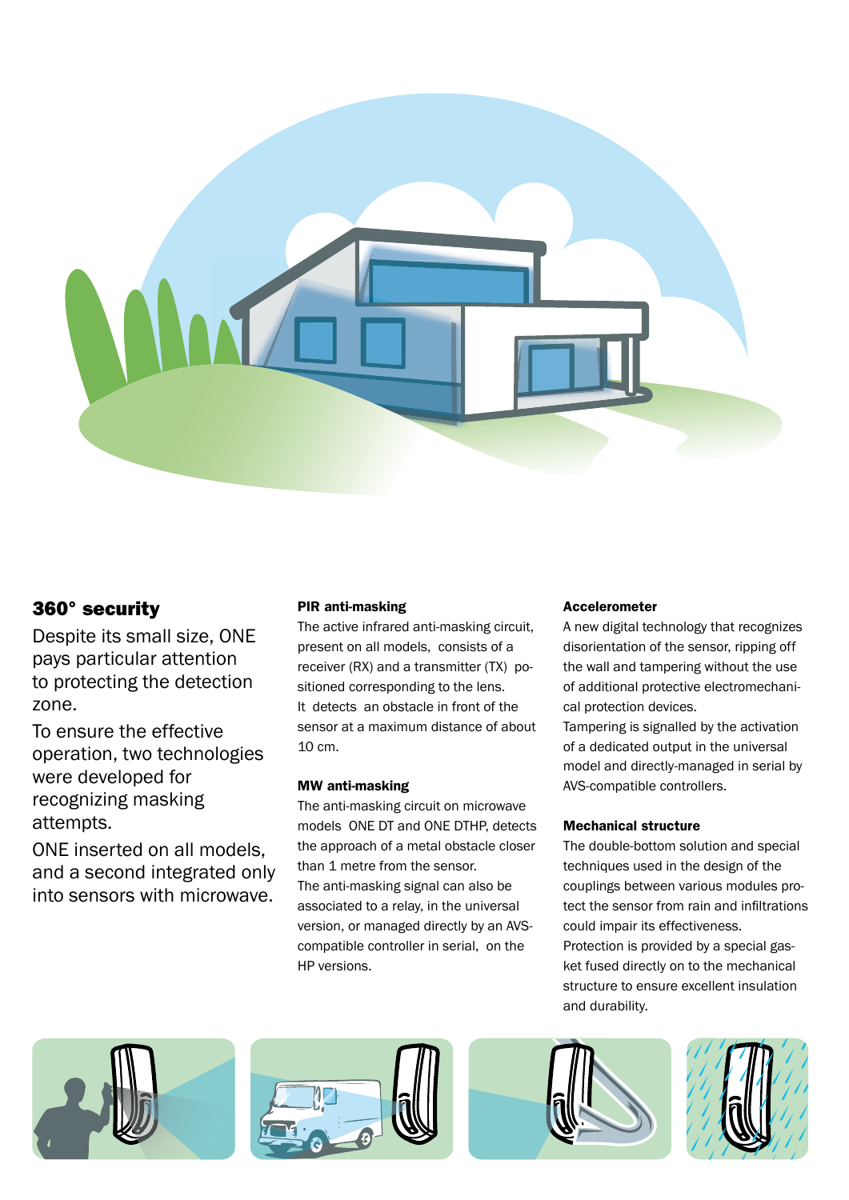## 360° security

Despite its small size, ONE pays particular attention to protecting the detection zone.

To ensure the effective operation, two technologies were developed for recognizing masking attempts.

ONE inserted on all models, and a second integrated only into sensors with microwave.

### PIR anti-masking

The active infrared anti-masking circuit, present on all models, consists of a receiver (RX) and a transmitter (TX) positioned corresponding to the lens.
It detects an obstacle in front of the sensor at a maximum distance of about 10 cm.

### MW anti-masking

The anti-masking circuit on microwave models ONE DT and ONE DTHP, detects the approach of a metal obstacle closer than 1 metre from the sensor.
The anti-masking signal can also be associated to a relay, in the universal version, or managed directly by an AVS-compatible controller in serial, on the HP versions.

### Accelerometer

A new digital technology that recognizes disorientation of the sensor, ripping off the wall and tampering without the use of additional protective electromechanical protection devices.
Tampering is signalled by the activation of a dedicated output in the universal model and directly-managed in serial by AVS-compatible controllers.

### Mechanical structure

The double-bottom solution and special techniques used in the design of the couplings between various modules protect the sensor from rain and infiltrations could impair its effectiveness.
Protection is provided by a special gasket fused directly on to the mechanical structure to ensure excellent insulation and durability.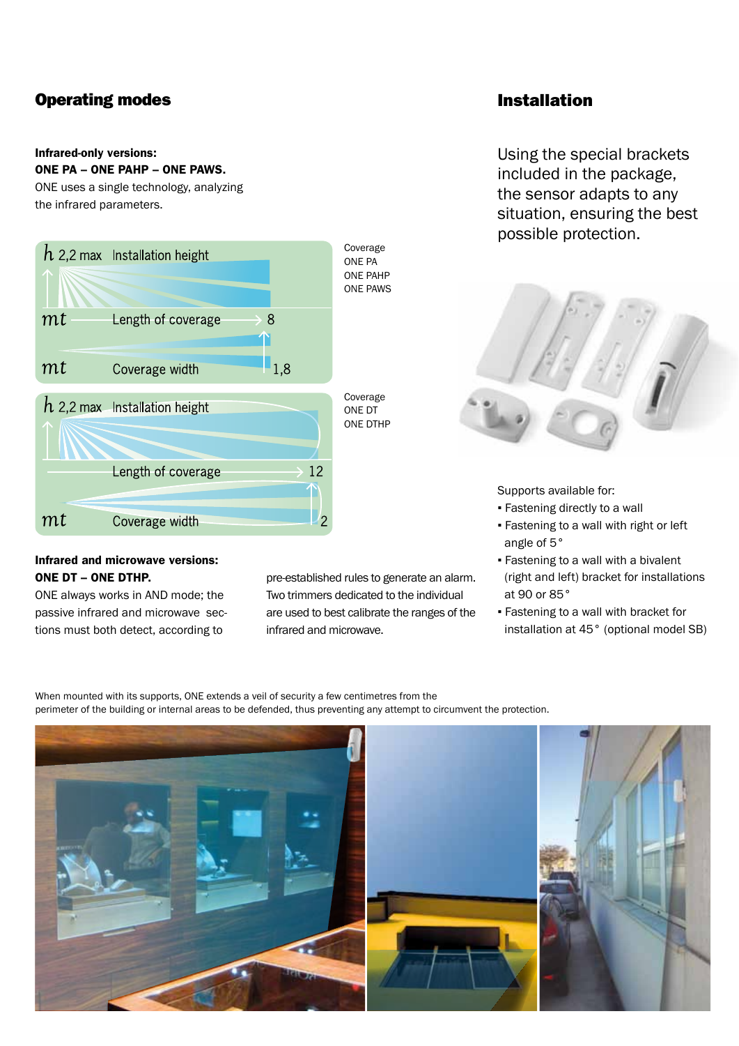## Operating modes

**Infrared-only versions:**
**ONE PA – ONE PAHP – ONE PAWS.**
ONE uses a single technology, analyzing the infrared parameters.

h 2,2 max Installation height
mt Length of coverage 8
mt Coverage width 1,8

Coverage
ONE PA
ONE PAHP
ONE PAWS

h 2,2 max Installation height
Length of coverage 12
mt Coverage width 2

Coverage
ONE DT
ONE DTHP

**Infrared and microwave versions:**
**ONE DT – ONE DTHP.**
ONE always works in AND mode; the passive infrared and microwave sections must both detect, according to pre-established rules to generate an alarm. Two trimmers dedicated to the individual are used to best calibrate the ranges of the infrared and microwave.

## Installation

Using the special brackets included in the package, the sensor adapts to any situation, ensuring the best possible protection.

Supports available for:

- Fastening directly to a wall
- Fastening to a wall with right or left angle of 5°
- Fastening to a wall with a bivalent (right and left) bracket for installations at 90 or 85°
- Fastening to a wall with bracket for installation at 45° (optional model SB)

When mounted with its supports, ONE extends a veil of security a few centimetres from the perimeter of the building or internal areas to be defended, thus preventing any attempt to circumvent the protection.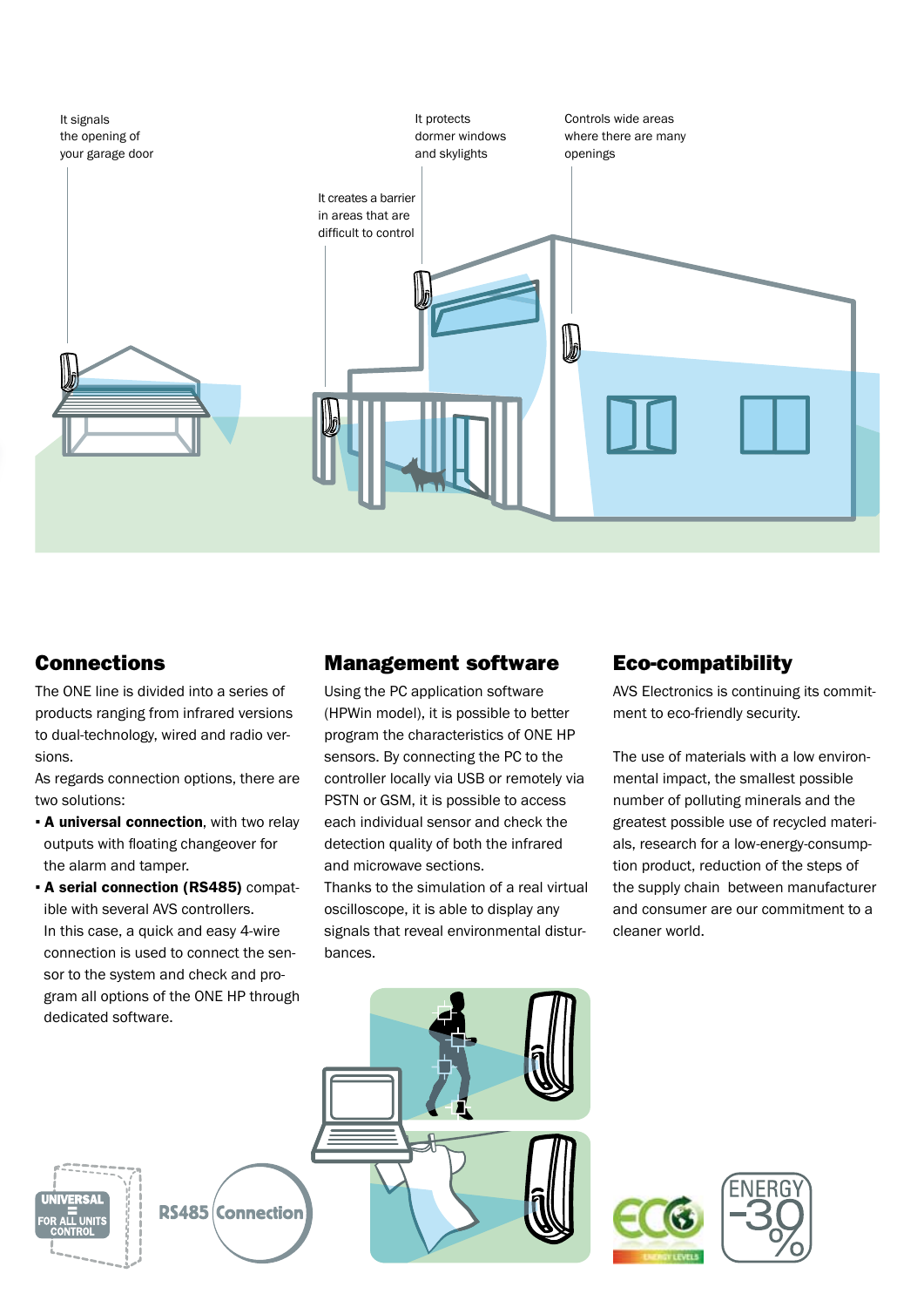It signals the opening of your garage door

It creates a barrier in areas that are difficult to control

It protects dormer windows and skylights

Controls wide areas where there are many openings

## Connections

The ONE line is divided into a series of products ranging from infrared versions to dual-technology, wired and radio versions.

As regards connection options, there are two solutions:

- **A universal connection**, with two relay outputs with floating changeover for the alarm and tamper.
- **A serial connection (RS485)** compatible with several AVS controllers.
  In this case, a quick and easy 4-wire connection is used to connect the sensor to the system and check and program all options of the ONE HP through dedicated software.

## Management software

Using the PC application software (HPWin model), it is possible to better program the characteristics of ONE HP sensors. By connecting the PC to the controller locally via USB or remotely via PSTN or GSM, it is possible to access each individual sensor and check the detection quality of both the infrared and microwave sections.

Thanks to the simulation of a real virtual oscilloscope, it is able to display any signals that reveal environmental disturbances.

## Eco-compatibility

AVS Electronics is continuing its commitment to eco-friendly security.

The use of materials with a low environmental impact, the smallest possible number of polluting minerals and the greatest possible use of recycled materials, research for a low-energy-consumption product, reduction of the steps of the supply chain between manufacturer and consumer are our commitment to a cleaner world.

UNIVERSAL = FOR ALL UNITS CONTROL

RS485 Connection

ECO ENERGY LEVELS

ENERGY -30%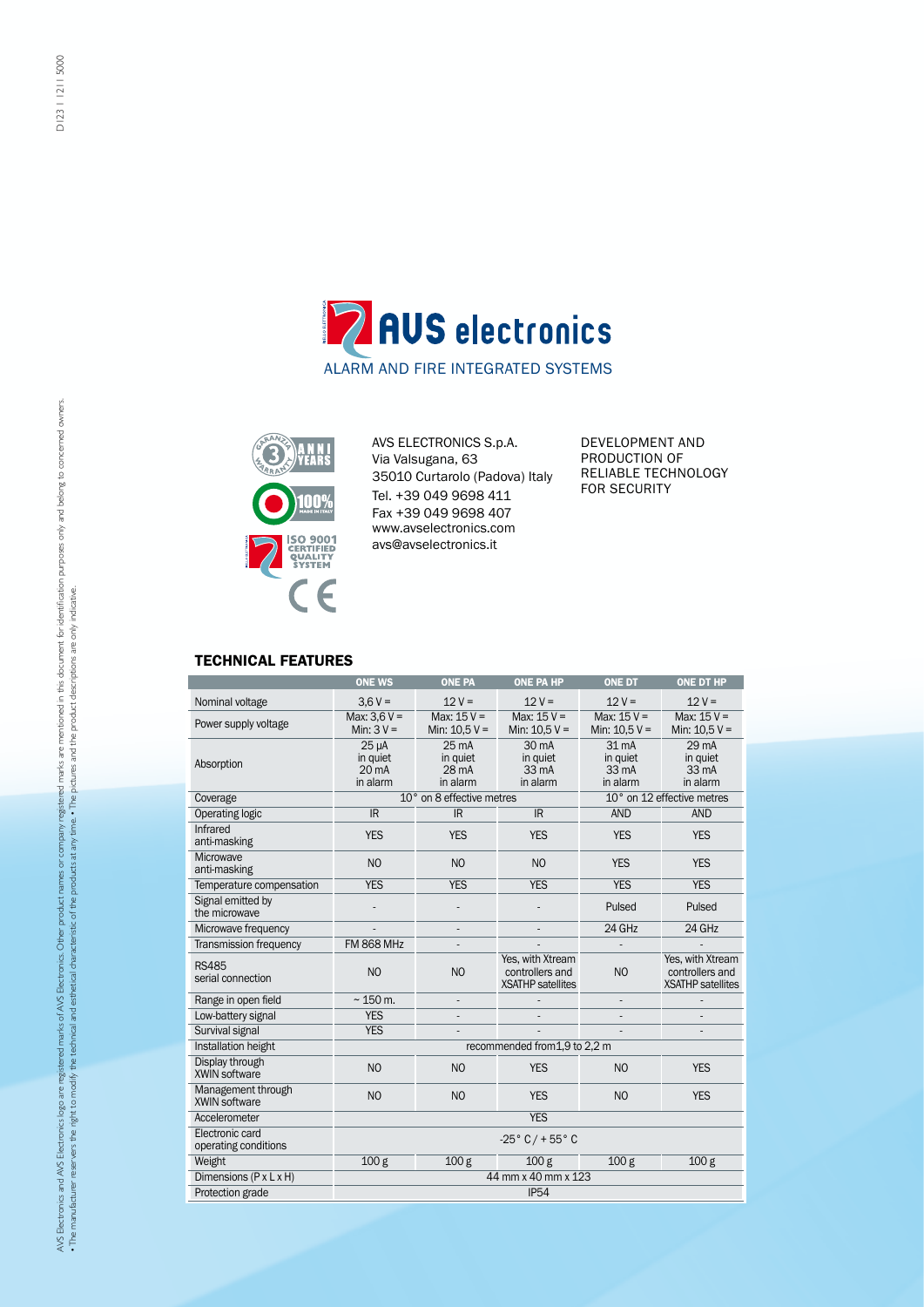# AVS electronics

ALARM AND FIRE INTEGRATED SYSTEMS

AVS ELECTRONICS S.p.A.
Via Valsugana, 63
35010 Curtarolo (Padova) Italy
Tel. +39 049 9698 411
Fax +39 049 9698 407
www.avselectronics.com
avs@avselectronics.it

DEVELOPMENT AND PRODUCTION OF RELIABLE TECHNOLOGY FOR SECURITY

## TECHNICAL FEATURES

| | ONE WS | ONE PA | ONE PA HP | ONE DT | ONE DT HP |
|---|---|---|---|---|---|
| Nominal voltage | 3,6 V = | 12 V = | 12 V = | 12 V = | 12 V = |
| Power supply voltage | Max: 3,6 V = Min: 3 V = | Max: 15 V = Min: 10,5 V = | Max: 15 V = Min: 10,5 V = | Max: 15 V = Min: 10,5 V = | Max: 15 V = Min: 10,5 V = |
| Absorption | 25 µA in quiet 20 mA in alarm | 25 mA in quiet 28 mA in alarm | 30 mA in quiet 33 mA in alarm | 31 mA in quiet 33 mA in alarm | 29 mA in quiet 33 mA in alarm |
| Coverage | 10° on 8 effective metres | | | 10° on 12 effective metres | |
| Operating logic | IR | IR | IR | AND | AND |
| Infrared anti-masking | YES | YES | YES | YES | YES |
| Microwave anti-masking | NO | NO | NO | YES | YES |
| Temperature compensation | YES | YES | YES | YES | YES |
| Signal emitted by the microwave | - | - | - | Pulsed | Pulsed |
| Microwave frequency | - | - | - | 24 GHz | 24 GHz |
| Transmission frequency | FM 868 MHz | - | - | - | - |
| RS485 serial connection | NO | NO | Yes, with Xtream controllers and XSATHP satellites | NO | Yes, with Xtream controllers and XSATHP satellites |
| Range in open field | ~ 150 m. | - | - | - | - |
| Low-battery signal | YES | - | - | - | - |
| Survival signal | YES | - | - | - | - |
| Installation height | recommended from1,9 to 2,2 m | | | | |
| Display through XWIN software | NO | NO | YES | NO | YES |
| Management through XWIN software | NO | NO | YES | NO | YES |
| Accelerometer | YES | | | | |
| Electronic card operating conditions | -25° C / + 55° C | | | | |
| Weight | 100 g | 100 g | 100 g | 100 g | 100 g |
| Dimensions (P x L x H) | 44 mm x 40 mm x 123 | | | | |
| Protection grade | IP54 | | | | |

AVS Electronics and AVS Electronics logo are registered marks of AVS Electronics. Other product names or company registered marks are mentioned in this document for identification purposes only and belong to concerned owners. • The manufacturer reserves the right to modify the technical and esthetical characteristic of the products at any time. • The pictures and the product descriptions are only indicative.

D 123 I 12 I 1 5000